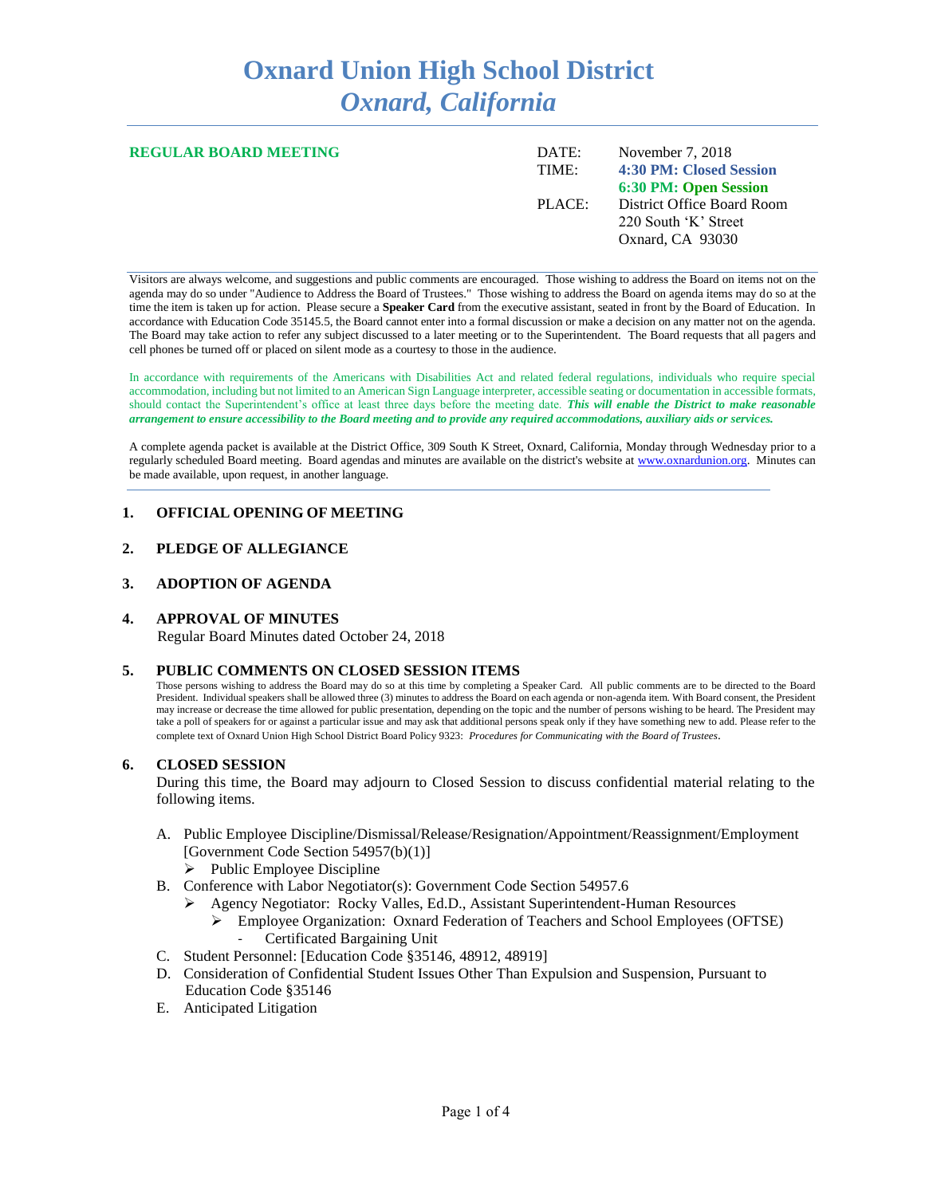# Oxnard Union High School District
## *Oxnard, California*

**REGULAR BOARD MEETING**

| | |
|---|---|
| DATE: | November 7, 2018 |
| TIME: | **4:30 PM: Closed Session** |
| | **6:30 PM: Open Session** |
| PLACE: | District Office Board Room |
| | 220 South 'K' Street |
| | Oxnard, CA 93030 |

Visitors are always welcome, and suggestions and public comments are encouraged. Those wishing to address the Board on items not on the agenda may do so under "Audience to Address the Board of Trustees." Those wishing to address the Board on agenda items may do so at the time the item is taken up for action. Please secure a **Speaker Card** from the executive assistant, seated in front by the Board of Education. In accordance with Education Code 35145.5, the Board cannot enter into a formal discussion or make a decision on any matter not on the agenda. The Board may take action to refer any subject discussed to a later meeting or to the Superintendent. The Board requests that all pagers and cell phones be turned off or placed on silent mode as a courtesy to those in the audience.

In accordance with requirements of the Americans with Disabilities Act and related federal regulations, individuals who require special accommodation, including but not limited to an American Sign Language interpreter, accessible seating or documentation in accessible formats, should contact the Superintendent's office at least three days before the meeting date. ***This will enable the District to make reasonable arrangement to ensure accessibility to the Board meeting and to provide any required accommodations, auxiliary aids or services.***

A complete agenda packet is available at the District Office, 309 South K Street, Oxnard, California, Monday through Wednesday prior to a regularly scheduled Board meeting. Board agendas and minutes are available on the district's website at www.oxnardunion.org. Minutes can be made available, upon request, in another language.

### 1. OFFICIAL OPENING OF MEETING

### 2. PLEDGE OF ALLEGIANCE

### 3. ADOPTION OF AGENDA

### 4. APPROVAL OF MINUTES

Regular Board Minutes dated October 24, 2018

### 5. PUBLIC COMMENTS ON CLOSED SESSION ITEMS

Those persons wishing to address the Board may do so at this time by completing a Speaker Card. All public comments are to be directed to the Board President. Individual speakers shall be allowed three (3) minutes to address the Board on each agenda or non-agenda item. With Board consent, the President may increase or decrease the time allowed for public presentation, depending on the topic and the number of persons wishing to be heard. The President may take a poll of speakers for or against a particular issue and may ask that additional persons speak only if they have something new to add. Please refer to the complete text of Oxnard Union High School District Board Policy 9323: *Procedures for Communicating with the Board of Trustees*.

### 6. CLOSED SESSION

During this time, the Board may adjourn to Closed Session to discuss confidential material relating to the following items.

A. Public Employee Discipline/Dismissal/Release/Resignation/Appointment/Reassignment/Employment [Government Code Section 54957(b)(1)]
   - Public Employee Discipline

B. Conference with Labor Negotiator(s): Government Code Section 54957.6
   - Agency Negotiator: Rocky Valles, Ed.D., Assistant Superintendent-Human Resources
     - Employee Organization: Oxnard Federation of Teachers and School Employees (OFTSE)
       - Certificated Bargaining Unit

C. Student Personnel: [Education Code §35146, 48912, 48919]

D. Consideration of Confidential Student Issues Other Than Expulsion and Suspension, Pursuant to Education Code §35146

E. Anticipated Litigation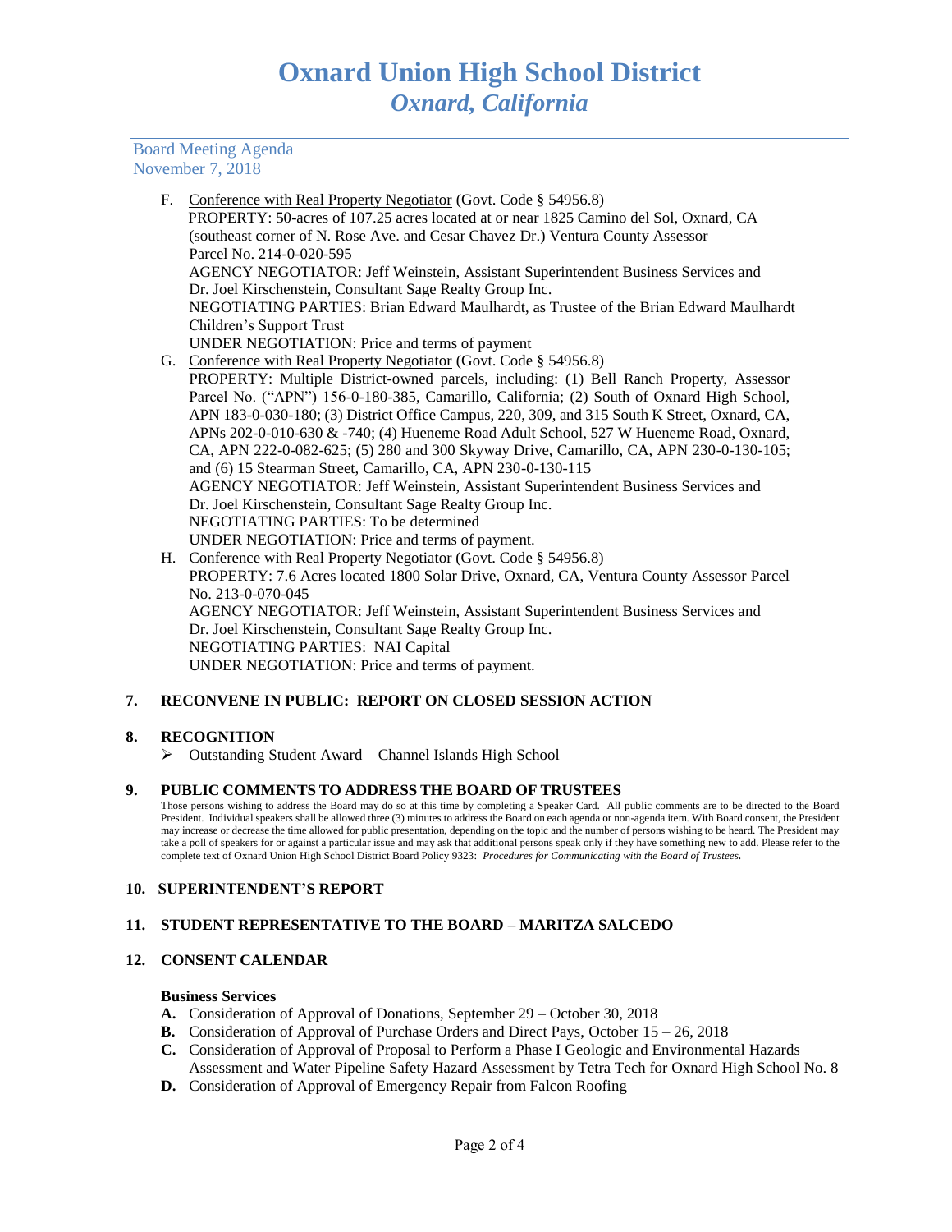Board Meeting Agenda
November 7, 2018

F. Conference with Real Property Negotiator (Govt. Code § 54956.8)
PROPERTY: 50-acres of 107.25 acres located at or near 1825 Camino del Sol, Oxnard, CA (southeast corner of N. Rose Ave. and Cesar Chavez Dr.) Ventura County Assessor Parcel No. 214-0-020-595
AGENCY NEGOTIATOR: Jeff Weinstein, Assistant Superintendent Business Services and Dr. Joel Kirschenstein, Consultant Sage Realty Group Inc.
NEGOTIATING PARTIES: Brian Edward Maulhardt, as Trustee of the Brian Edward Maulhardt Children's Support Trust
UNDER NEGOTIATION: Price and terms of payment

G. Conference with Real Property Negotiator (Govt. Code § 54956.8)
PROPERTY: Multiple District-owned parcels, including: (1) Bell Ranch Property, Assessor Parcel No. ("APN") 156-0-180-385, Camarillo, California; (2) South of Oxnard High School, APN 183-0-030-180; (3) District Office Campus, 220, 309, and 315 South K Street, Oxnard, CA, APNs 202-0-010-630 & -740; (4) Hueneme Road Adult School, 527 W Hueneme Road, Oxnard, CA, APN 222-0-082-625; (5) 280 and 300 Skyway Drive, Camarillo, CA, APN 230-0-130-105; and (6) 15 Stearman Street, Camarillo, CA, APN 230-0-130-115
AGENCY NEGOTIATOR: Jeff Weinstein, Assistant Superintendent Business Services and Dr. Joel Kirschenstein, Consultant Sage Realty Group Inc.
NEGOTIATING PARTIES: To be determined
UNDER NEGOTIATION: Price and terms of payment.

H. Conference with Real Property Negotiator (Govt. Code § 54956.8)
PROPERTY: 7.6 Acres located 1800 Solar Drive, Oxnard, CA, Ventura County Assessor Parcel No. 213-0-070-045
AGENCY NEGOTIATOR: Jeff Weinstein, Assistant Superintendent Business Services and Dr. Joel Kirschenstein, Consultant Sage Realty Group Inc.
NEGOTIATING PARTIES: NAI Capital
UNDER NEGOTIATION: Price and terms of payment.

## 7. RECONVENE IN PUBLIC: REPORT ON CLOSED SESSION ACTION

## 8. RECOGNITION

- Outstanding Student Award – Channel Islands High School

## 9. PUBLIC COMMENTS TO ADDRESS THE BOARD OF TRUSTEES

Those persons wishing to address the Board may do so at this time by completing a Speaker Card. All public comments are to be directed to the Board President. Individual speakers shall be allowed three (3) minutes to address the Board on each agenda or non-agenda item. With Board consent, the President may increase or decrease the time allowed for public presentation, depending on the topic and the number of persons wishing to be heard. The President may take a poll of speakers for or against a particular issue and may ask that additional persons speak only if they have something new to add. Please refer to the complete text of Oxnard Union High School District Board Policy 9323: ***Procedures for Communicating with the Board of Trustees.***

## 10. SUPERINTENDENT'S REPORT

## 11. STUDENT REPRESENTATIVE TO THE BOARD – MARITZA SALCEDO

## 12. CONSENT CALENDAR

**Business Services**

**A.** Consideration of Approval of Donations, September 29 – October 30, 2018
**B.** Consideration of Approval of Purchase Orders and Direct Pays, October 15 – 26, 2018
**C.** Consideration of Approval of Proposal to Perform a Phase I Geologic and Environmental Hazards Assessment and Water Pipeline Safety Hazard Assessment by Tetra Tech for Oxnard High School No. 8
**D.** Consideration of Approval of Emergency Repair from Falcon Roofing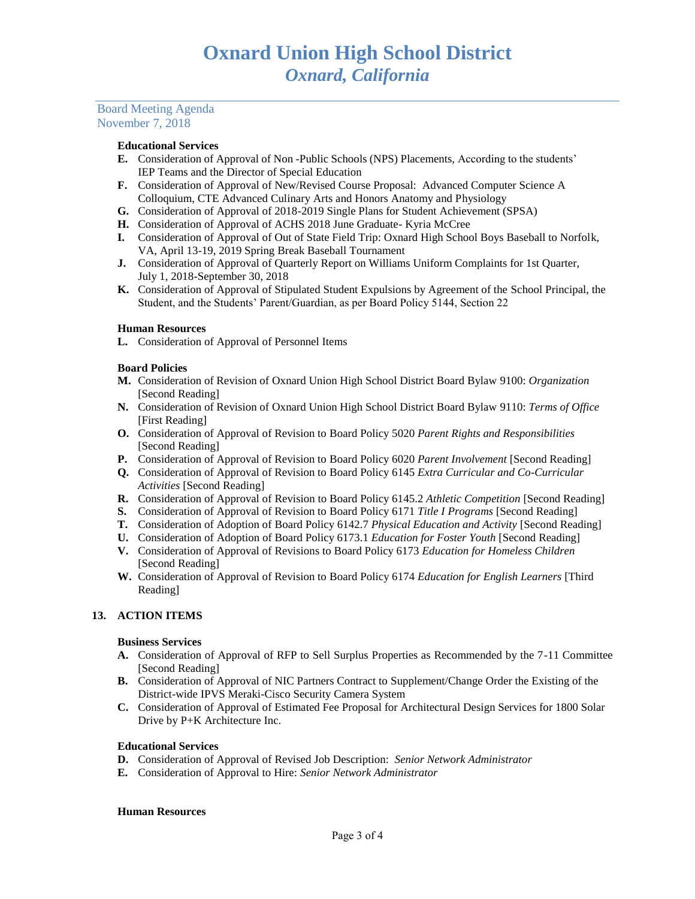# Oxnard Union High School District
## *Oxnard, California*

Board Meeting Agenda
November 7, 2018

**Educational Services**

- **E.** Consideration of Approval of Non -Public Schools (NPS) Placements, According to the students' IEP Teams and the Director of Special Education
- **F.** Consideration of Approval of New/Revised Course Proposal: Advanced Computer Science A Colloquium, CTE Advanced Culinary Arts and Honors Anatomy and Physiology
- **G.** Consideration of Approval of 2018-2019 Single Plans for Student Achievement (SPSA)
- **H.** Consideration of Approval of ACHS 2018 June Graduate- Kyria McCree
- **I.** Consideration of Approval of Out of State Field Trip: Oxnard High School Boys Baseball to Norfolk, VA, April 13-19, 2019 Spring Break Baseball Tournament
- **J.** Consideration of Approval of Quarterly Report on Williams Uniform Complaints for 1st Quarter, July 1, 2018-September 30, 2018
- **K.** Consideration of Approval of Stipulated Student Expulsions by Agreement of the School Principal, the Student, and the Students' Parent/Guardian, as per Board Policy 5144, Section 22

**Human Resources**

- **L.** Consideration of Approval of Personnel Items

**Board Policies**

- **M.** Consideration of Revision of Oxnard Union High School District Board Bylaw 9100: *Organization* [Second Reading]
- **N.** Consideration of Revision of Oxnard Union High School District Board Bylaw 9110: *Terms of Office* [First Reading]
- **O.** Consideration of Approval of Revision to Board Policy 5020 *Parent Rights and Responsibilities* [Second Reading]
- **P.** Consideration of Approval of Revision to Board Policy 6020 *Parent Involvement* [Second Reading]
- **Q.** Consideration of Approval of Revision to Board Policy 6145 *Extra Curricular and Co-Curricular Activities* [Second Reading]
- **R.** Consideration of Approval of Revision to Board Policy 6145.2 *Athletic Competition* [Second Reading]
- **S.** Consideration of Approval of Revision to Board Policy 6171 *Title I Programs* [Second Reading]
- **T.** Consideration of Adoption of Board Policy 6142.7 *Physical Education and Activity* [Second Reading]
- **U.** Consideration of Adoption of Board Policy 6173.1 *Education for Foster Youth* [Second Reading]
- **V.** Consideration of Approval of Revisions to Board Policy 6173 *Education for Homeless Children* [Second Reading]
- **W.** Consideration of Approval of Revision to Board Policy 6174 *Education for English Learners* [Third Reading]

## 13. ACTION ITEMS

**Business Services**

- **A.** Consideration of Approval of RFP to Sell Surplus Properties as Recommended by the 7-11 Committee [Second Reading]
- **B.** Consideration of Approval of NIC Partners Contract to Supplement/Change Order the Existing of the District-wide IPVS Meraki-Cisco Security Camera System
- **C.** Consideration of Approval of Estimated Fee Proposal for Architectural Design Services for 1800 Solar Drive by P+K Architecture Inc.

**Educational Services**

- **D.** Consideration of Approval of Revised Job Description: *Senior Network Administrator*
- **E.** Consideration of Approval to Hire: *Senior Network Administrator*

**Human Resources**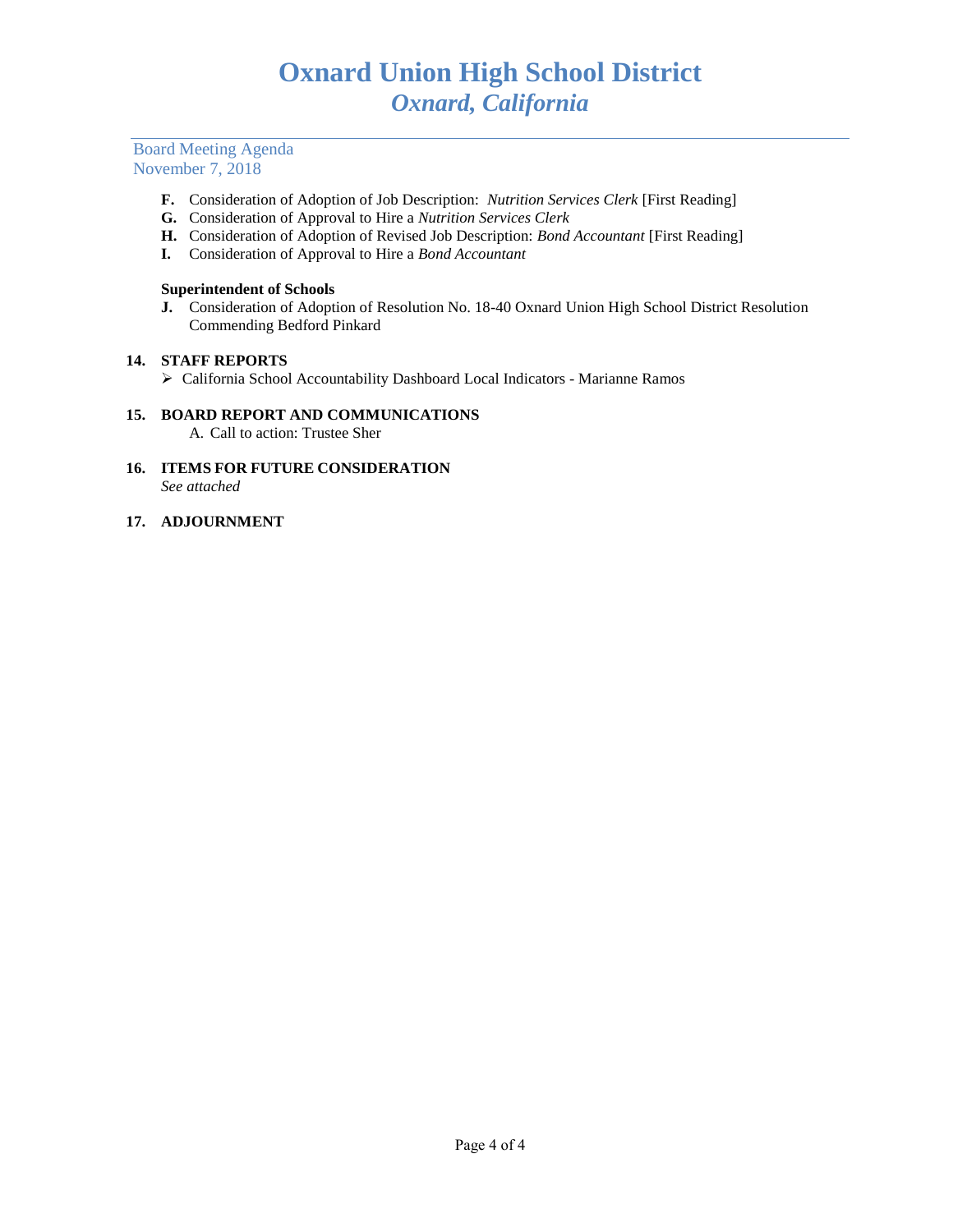**F.** Consideration of Adoption of Job Description: *Nutrition Services Clerk* [First Reading]
**G.** Consideration of Approval to Hire a *Nutrition Services Clerk*
**H.** Consideration of Adoption of Revised Job Description: *Bond Accountant* [First Reading]
**I.** Consideration of Approval to Hire a *Bond Accountant*

**Superintendent of Schools**

**J.** Consideration of Adoption of Resolution No. 18-40 Oxnard Union High School District Resolution Commending Bedford Pinkard

## 14. STAFF REPORTS

- California School Accountability Dashboard Local Indicators - Marianne Ramos

## 15. BOARD REPORT AND COMMUNICATIONS

A. Call to action: Trustee Sher

## 16. ITEMS FOR FUTURE CONSIDERATION

*See attached*

## 17. ADJOURNMENT